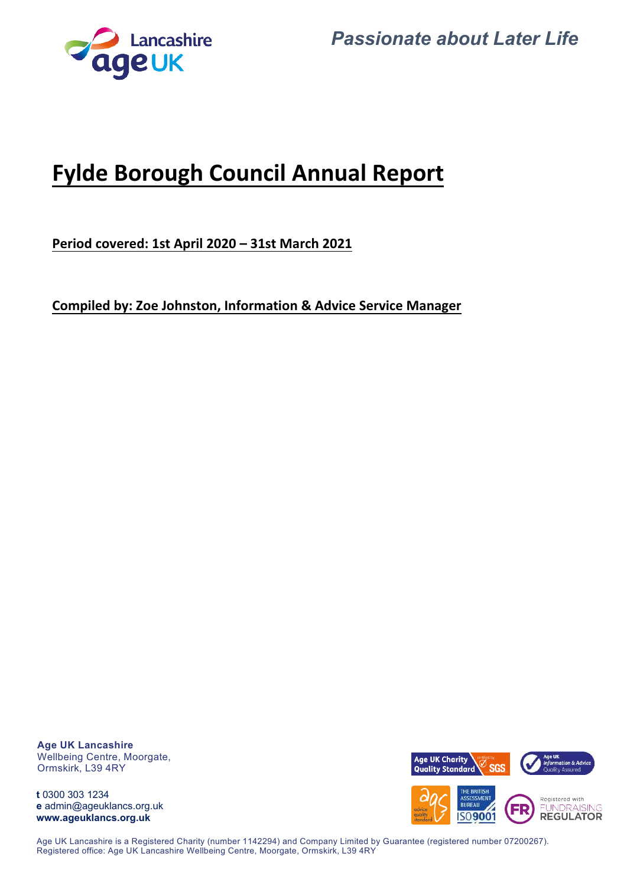*Passionate about Later Life*

# Fylde Borough Council Annual Report

**Period covered: 1st April 2020 – 31st March 2021**

**Compiled by: Zoe Johnston, Information & Advice Service Manager**

**Age UK Lancashire**
Wellbeing Centre, Moorgate,
Ormskirk, L39 4RY

**t** 0300 303 1234
**e** admin@ageuklancs.org.uk
**www.ageuklancs.org.uk**

Age UK Lancashire is a Registered Charity (number 1142294) and Company Limited by Guarantee (registered number 07200267).
Registered office: Age UK Lancashire Wellbeing Centre, Moorgate, Ormskirk, L39 4RY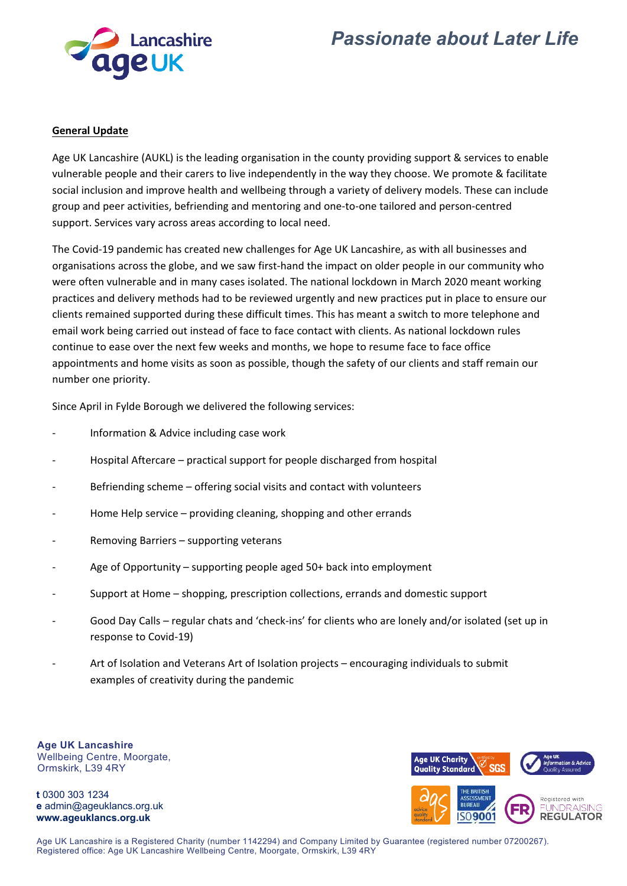## General Update

Age UK Lancashire (AUKL) is the leading organisation in the county providing support & services to enable vulnerable people and their carers to live independently in the way they choose. We promote & facilitate social inclusion and improve health and wellbeing through a variety of delivery models. These can include group and peer activities, befriending and mentoring and one-to-one tailored and person-centred support. Services vary across areas according to local need.

The Covid-19 pandemic has created new challenges for Age UK Lancashire, as with all businesses and organisations across the globe, and we saw first-hand the impact on older people in our community who were often vulnerable and in many cases isolated. The national lockdown in March 2020 meant working practices and delivery methods had to be reviewed urgently and new practices put in place to ensure our clients remained supported during these difficult times. This has meant a switch to more telephone and email work being carried out instead of face to face contact with clients. As national lockdown rules continue to ease over the next few weeks and months, we hope to resume face to face office appointments and home visits as soon as possible, though the safety of our clients and staff remain our number one priority.

Since April in Fylde Borough we delivered the following services:

- Information & Advice including case work
- Hospital Aftercare – practical support for people discharged from hospital
- Befriending scheme – offering social visits and contact with volunteers
- Home Help service – providing cleaning, shopping and other errands
- Removing Barriers – supporting veterans
- Age of Opportunity – supporting people aged 50+ back into employment
- Support at Home – shopping, prescription collections, errands and domestic support
- Good Day Calls – regular chats and 'check-ins' for clients who are lonely and/or isolated (set up in response to Covid-19)
- Art of Isolation and Veterans Art of Isolation projects – encouraging individuals to submit examples of creativity during the pandemic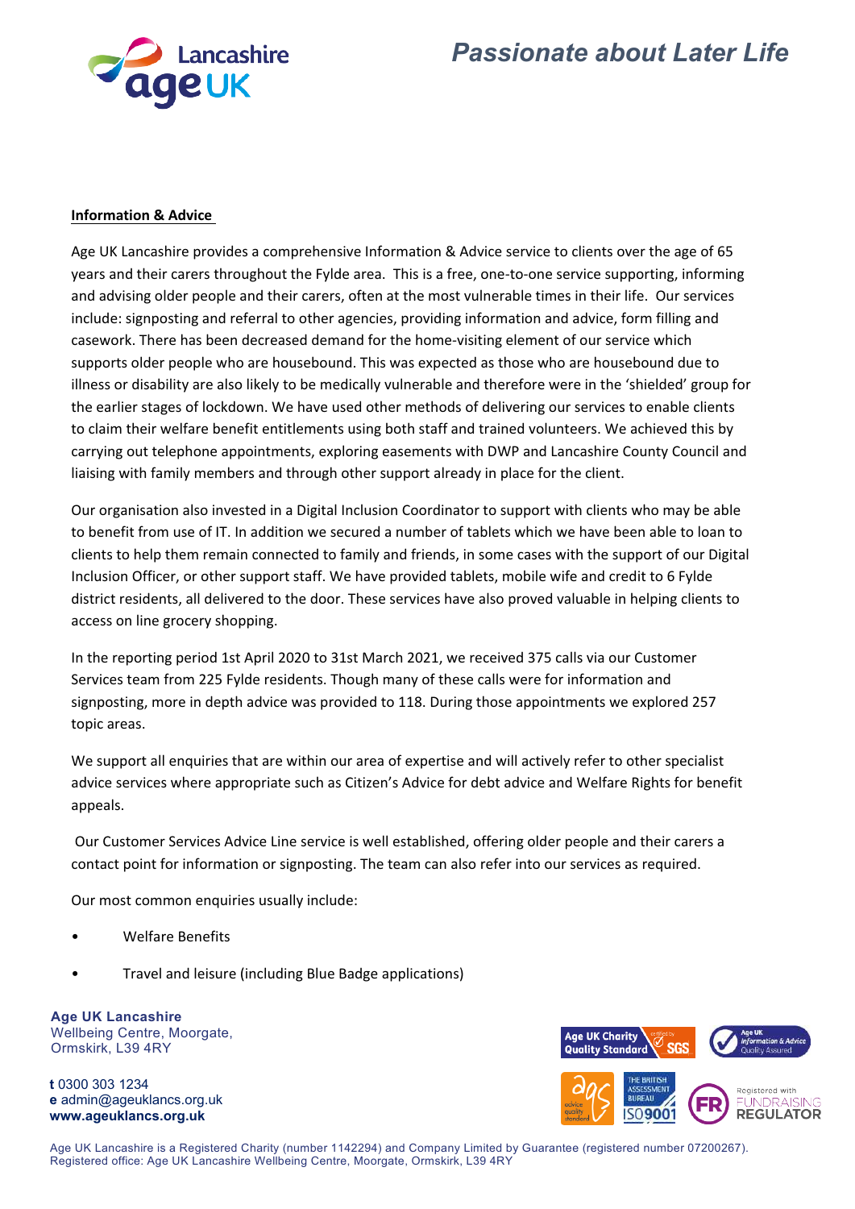**Information & Advice**

Age UK Lancashire provides a comprehensive Information & Advice service to clients over the age of 65 years and their carers throughout the Fylde area. This is a free, one-to-one service supporting, informing and advising older people and their carers, often at the most vulnerable times in their life. Our services include: signposting and referral to other agencies, providing information and advice, form filling and casework. There has been decreased demand for the home-visiting element of our service which supports older people who are housebound. This was expected as those who are housebound due to illness or disability are also likely to be medically vulnerable and therefore were in the 'shielded' group for the earlier stages of lockdown. We have used other methods of delivering our services to enable clients to claim their welfare benefit entitlements using both staff and trained volunteers. We achieved this by carrying out telephone appointments, exploring easements with DWP and Lancashire County Council and liaising with family members and through other support already in place for the client.

Our organisation also invested in a Digital Inclusion Coordinator to support with clients who may be able to benefit from use of IT. In addition we secured a number of tablets which we have been able to loan to clients to help them remain connected to family and friends, in some cases with the support of our Digital Inclusion Officer, or other support staff. We have provided tablets, mobile wife and credit to 6 Fylde district residents, all delivered to the door. These services have also proved valuable in helping clients to access on line grocery shopping.

In the reporting period 1st April 2020 to 31st March 2021, we received 375 calls via our Customer Services team from 225 Fylde residents. Though many of these calls were for information and signposting, more in depth advice was provided to 118. During those appointments we explored 257 topic areas.

We support all enquiries that are within our area of expertise and will actively refer to other specialist advice services where appropriate such as Citizen's Advice for debt advice and Welfare Rights for benefit appeals.

Our Customer Services Advice Line service is well established, offering older people and their carers a contact point for information or signposting. The team can also refer into our services as required.

Our most common enquiries usually include:

- Welfare Benefits
- Travel and leisure (including Blue Badge applications)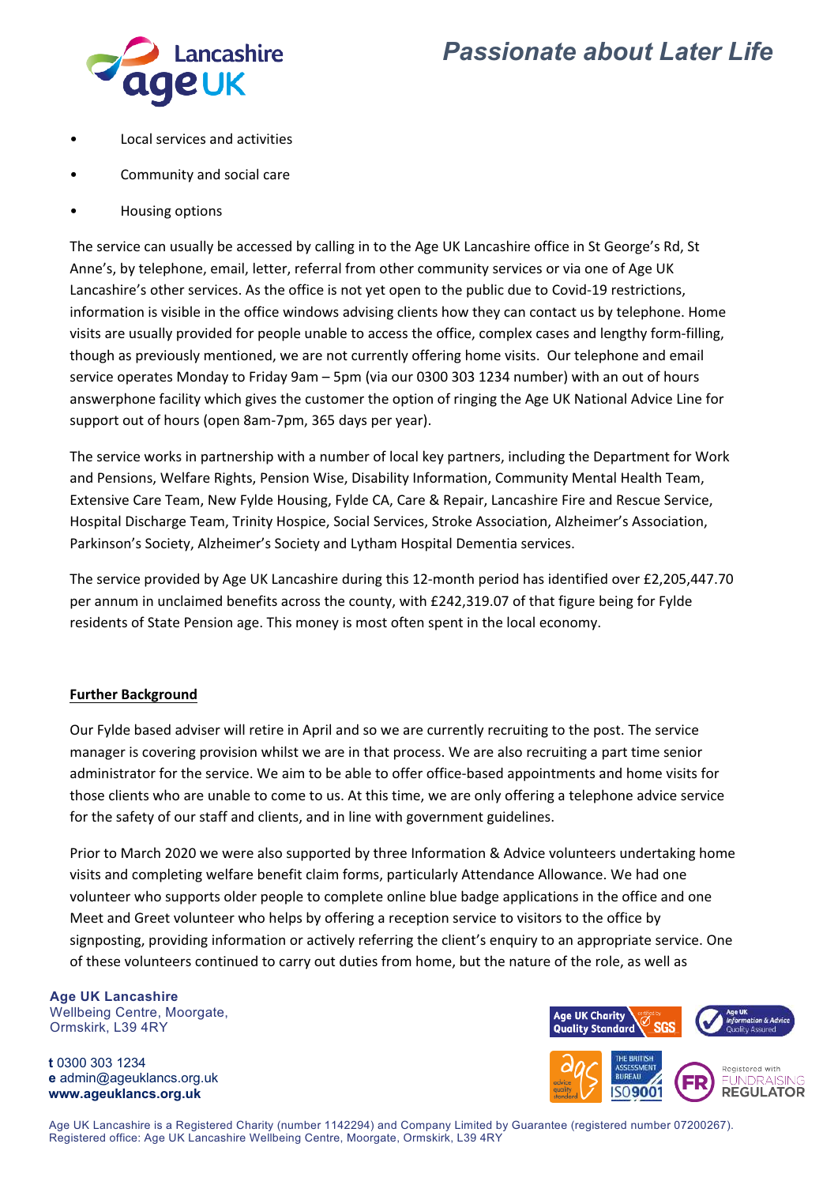- Local services and activities
- Community and social care
- Housing options

The service can usually be accessed by calling in to the Age UK Lancashire office in St George's Rd, St Anne's, by telephone, email, letter, referral from other community services or via one of Age UK Lancashire's other services. As the office is not yet open to the public due to Covid-19 restrictions, information is visible in the office windows advising clients how they can contact us by telephone. Home visits are usually provided for people unable to access the office, complex cases and lengthy form-filling, though as previously mentioned, we are not currently offering home visits. Our telephone and email service operates Monday to Friday 9am – 5pm (via our 0300 303 1234 number) with an out of hours answerphone facility which gives the customer the option of ringing the Age UK National Advice Line for support out of hours (open 8am-7pm, 365 days per year).

The service works in partnership with a number of local key partners, including the Department for Work and Pensions, Welfare Rights, Pension Wise, Disability Information, Community Mental Health Team, Extensive Care Team, New Fylde Housing, Fylde CA, Care & Repair, Lancashire Fire and Rescue Service, Hospital Discharge Team, Trinity Hospice, Social Services, Stroke Association, Alzheimer's Association, Parkinson's Society, Alzheimer's Society and Lytham Hospital Dementia services.

The service provided by Age UK Lancashire during this 12-month period has identified over £2,205,447.70 per annum in unclaimed benefits across the county, with £242,319.07 of that figure being for Fylde residents of State Pension age. This money is most often spent in the local economy.

**Further Background**

Our Fylde based adviser will retire in April and so we are currently recruiting to the post. The service manager is covering provision whilst we are in that process. We are also recruiting a part time senior administrator for the service. We aim to be able to offer office-based appointments and home visits for those clients who are unable to come to us. At this time, we are only offering a telephone advice service for the safety of our staff and clients, and in line with government guidelines.

Prior to March 2020 we were also supported by three Information & Advice volunteers undertaking home visits and completing welfare benefit claim forms, particularly Attendance Allowance. We had one volunteer who supports older people to complete online blue badge applications in the office and one Meet and Greet volunteer who helps by offering a reception service to visitors to the office by signposting, providing information or actively referring the client's enquiry to an appropriate service. One of these volunteers continued to carry out duties from home, but the nature of the role, as well as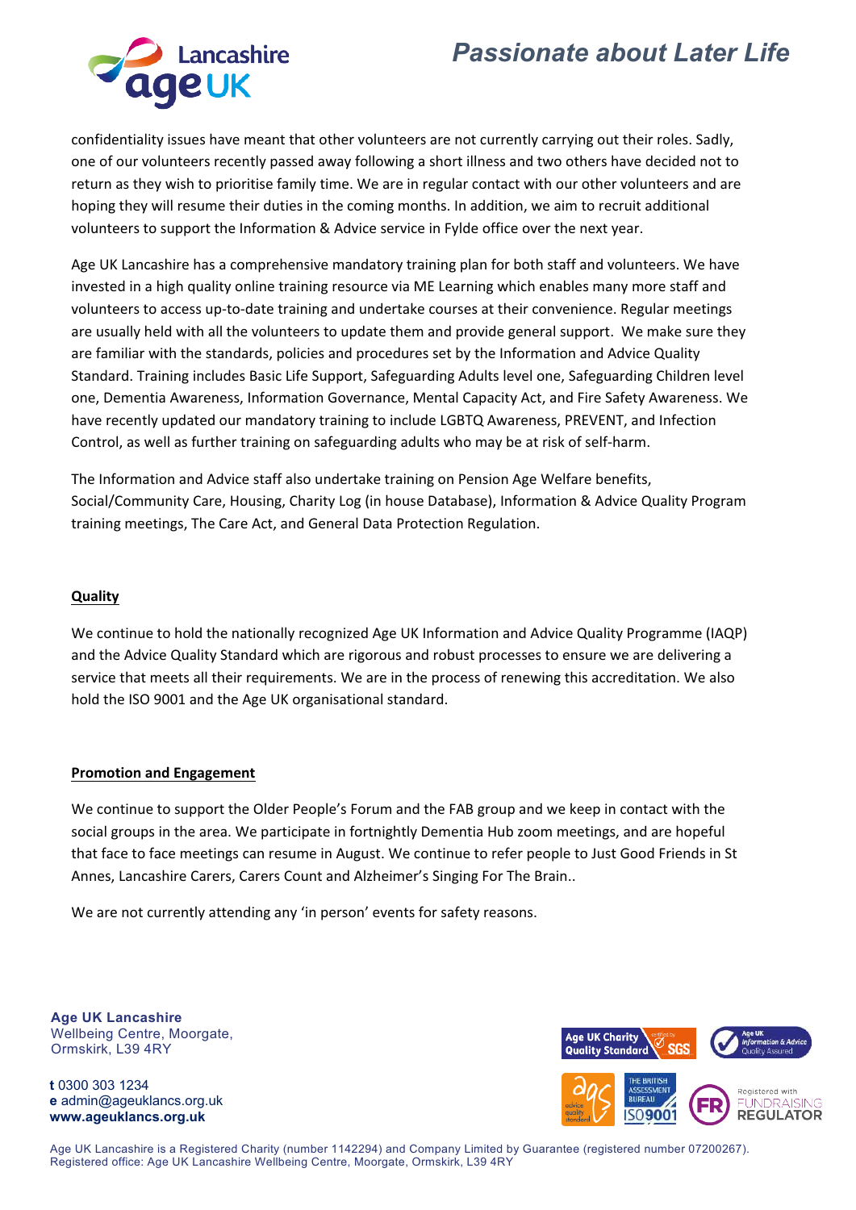confidentiality issues have meant that other volunteers are not currently carrying out their roles. Sadly, one of our volunteers recently passed away following a short illness and two others have decided not to return as they wish to prioritise family time. We are in regular contact with our other volunteers and are hoping they will resume their duties in the coming months. In addition, we aim to recruit additional volunteers to support the Information & Advice service in Fylde office over the next year.

Age UK Lancashire has a comprehensive mandatory training plan for both staff and volunteers. We have invested in a high quality online training resource via ME Learning which enables many more staff and volunteers to access up-to-date training and undertake courses at their convenience. Regular meetings are usually held with all the volunteers to update them and provide general support. We make sure they are familiar with the standards, policies and procedures set by the Information and Advice Quality Standard. Training includes Basic Life Support, Safeguarding Adults level one, Safeguarding Children level one, Dementia Awareness, Information Governance, Mental Capacity Act, and Fire Safety Awareness. We have recently updated our mandatory training to include LGBTQ Awareness, PREVENT, and Infection Control, as well as further training on safeguarding adults who may be at risk of self-harm.

The Information and Advice staff also undertake training on Pension Age Welfare benefits, Social/Community Care, Housing, Charity Log (in house Database), Information & Advice Quality Program training meetings, The Care Act, and General Data Protection Regulation.

**Quality**

We continue to hold the nationally recognized Age UK Information and Advice Quality Programme (IAQP) and the Advice Quality Standard which are rigorous and robust processes to ensure we are delivering a service that meets all their requirements. We are in the process of renewing this accreditation. We also hold the ISO 9001 and the Age UK organisational standard.

**Promotion and Engagement**

We continue to support the Older People's Forum and the FAB group and we keep in contact with the social groups in the area. We participate in fortnightly Dementia Hub zoom meetings, and are hopeful that face to face meetings can resume in August. We continue to refer people to Just Good Friends in St Annes, Lancashire Carers, Carers Count and Alzheimer's Singing For The Brain..

We are not currently attending any 'in person' events for safety reasons.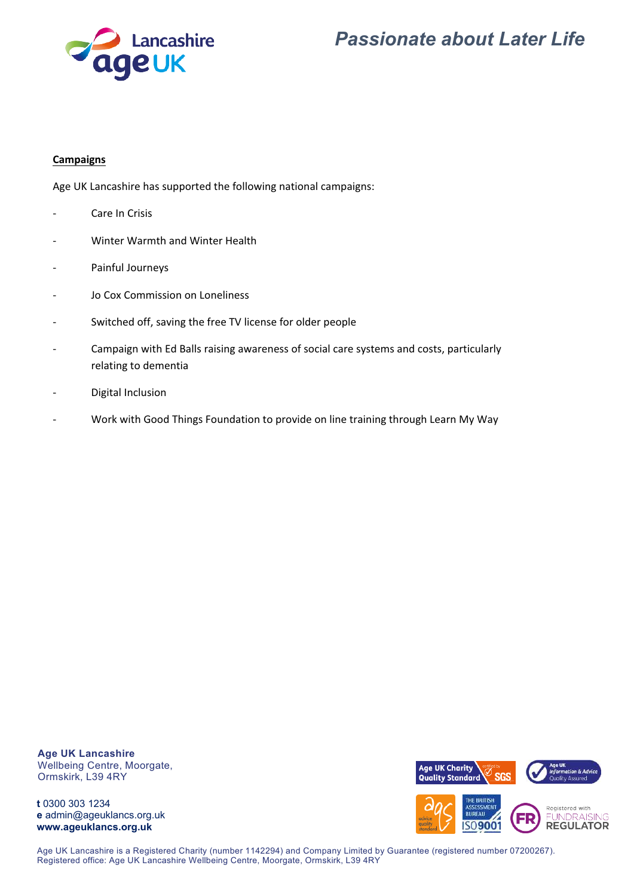**Campaigns**

Age UK Lancashire has supported the following national campaigns:

- Care In Crisis
- Winter Warmth and Winter Health
- Painful Journeys
- Jo Cox Commission on Loneliness
- Switched off, saving the free TV license for older people
- Campaign with Ed Balls raising awareness of social care systems and costs, particularly relating to dementia
- Digital Inclusion
- Work with Good Things Foundation to provide on line training through Learn My Way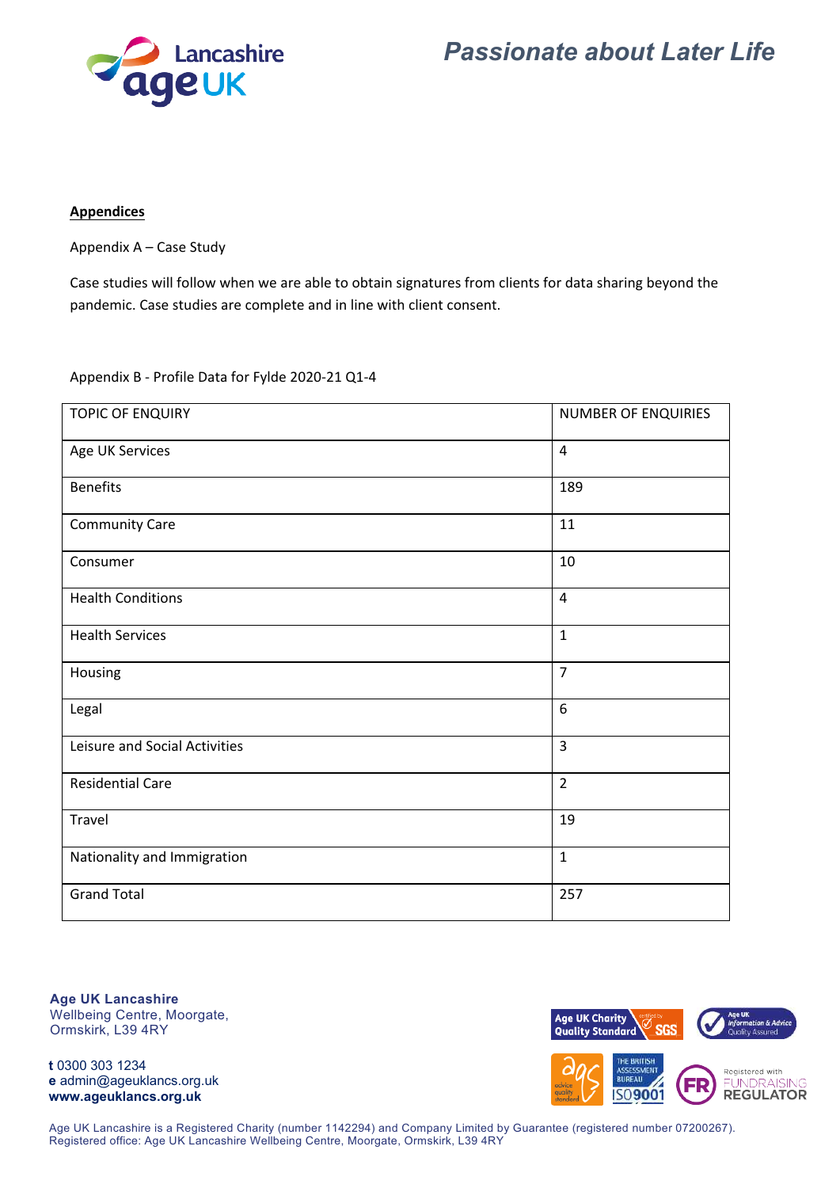**Appendices**

Appendix A – Case Study

Case studies will follow when we are able to obtain signatures from clients for data sharing beyond the pandemic. Case studies are complete and in line with client consent.

Appendix B - Profile Data for Fylde 2020-21 Q1-4

| TOPIC OF ENQUIRY | NUMBER OF ENQUIRIES |
|---|---|
| Age UK Services | 4 |
| Benefits | 189 |
| Community Care | 11 |
| Consumer | 10 |
| Health Conditions | 4 |
| Health Services | 1 |
| Housing | 7 |
| Legal | 6 |
| Leisure and Social Activities | 3 |
| Residential Care | 2 |
| Travel | 19 |
| Nationality and Immigration | 1 |
| Grand Total | 257 |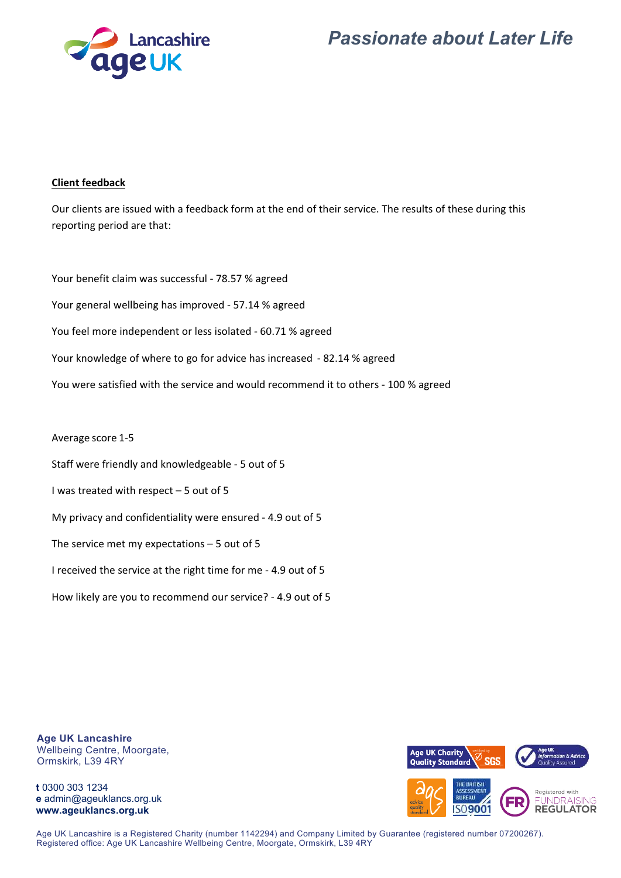## Client feedback

Our clients are issued with a feedback form at the end of their service. The results of these during this reporting period are that:

Your benefit claim was successful - 78.57 % agreed

Your general wellbeing has improved - 57.14 % agreed

You feel more independent or less isolated - 60.71 % agreed

Your knowledge of where to go for advice has increased - 82.14 % agreed

You were satisfied with the service and would recommend it to others - 100 % agreed

Average score 1-5

Staff were friendly and knowledgeable - 5 out of 5

I was treated with respect – 5 out of 5

My privacy and confidentiality were ensured - 4.9 out of 5

The service met my expectations – 5 out of 5

I received the service at the right time for me - 4.9 out of 5

How likely are you to recommend our service? - 4.9 out of 5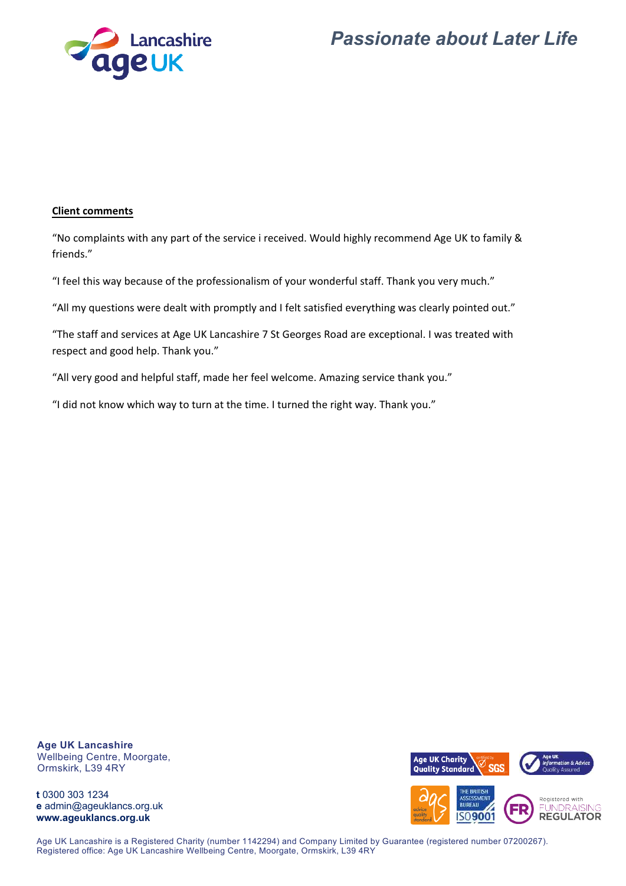**Client comments**

"No complaints with any part of the service i received. Would highly recommend Age UK to family & friends."

"I feel this way because of the professionalism of your wonderful staff. Thank you very much."

"All my questions were dealt with promptly and I felt satisfied everything was clearly pointed out."

"The staff and services at Age UK Lancashire 7 St Georges Road are exceptional. I was treated with respect and good help. Thank you."

"All very good and helpful staff, made her feel welcome. Amazing service thank you."

"I did not know which way to turn at the time. I turned the right way. Thank you."